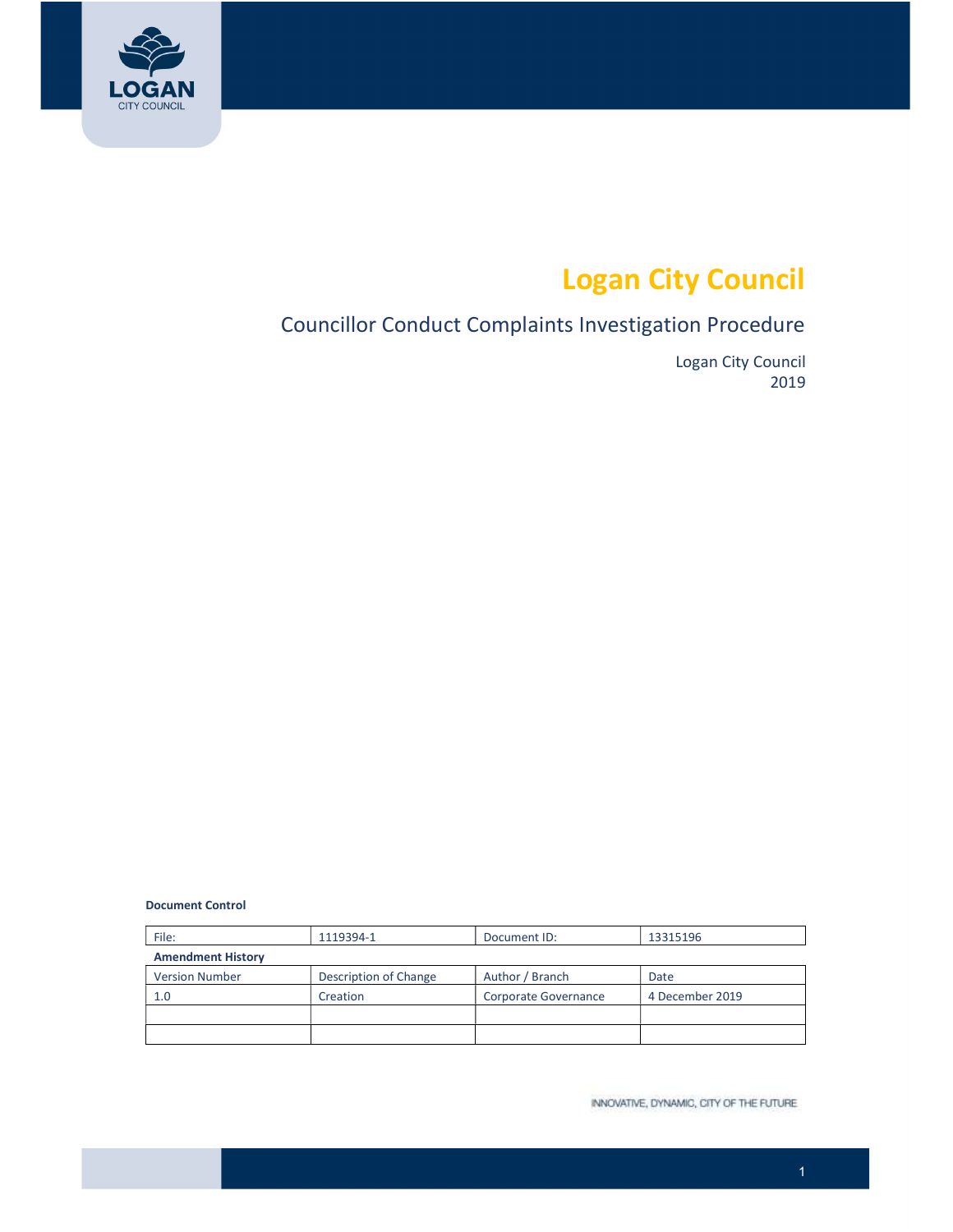# Logan City Council

## Councillor Conduct Complaints Investigation Procedure

Logan City Council
2019

**Document Control**

| File: | 1119394-1 | Document ID: | 13315196 |
|---|---|---|---|
| **Amendment History** | | | |
| Version Number | Description of Change | Author / Branch | Date |
| 1.0 | Creation | Corporate Governance | 4 December 2019 |
| | | | |
| | | | |

INNOVATIVE, DYNAMIC, CITY OF THE FUTURE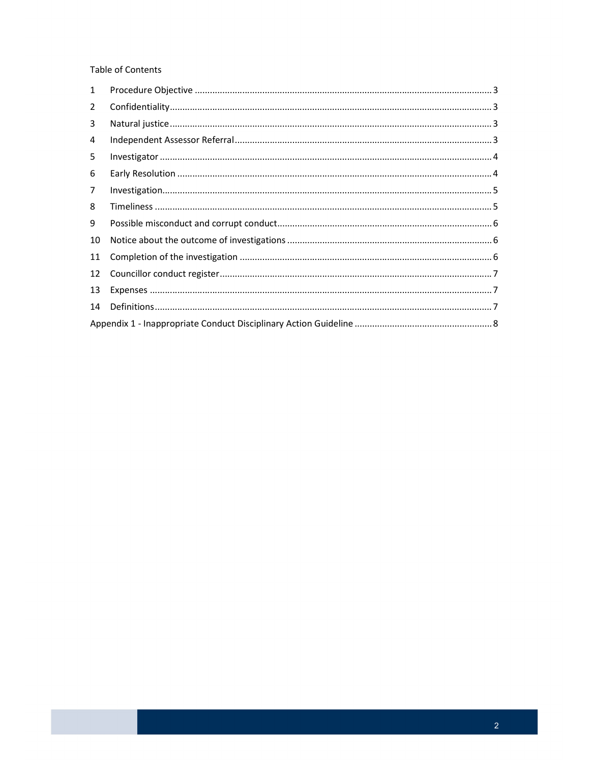Table of Contents

| | | |
|---|---|---|
| 1 | Procedure Objective | 3 |
| 2 | Confidentiality | 3 |
| 3 | Natural justice | 3 |
| 4 | Independent Assessor Referral | 3 |
| 5 | Investigator | 4 |
| 6 | Early Resolution | 4 |
| 7 | Investigation | 5 |
| 8 | Timeliness | 5 |
| 9 | Possible misconduct and corrupt conduct | 6 |
| 10 | Notice about the outcome of investigations | 6 |
| 11 | Completion of the investigation | 6 |
| 12 | Councillor conduct register | 7 |
| 13 | Expenses | 7 |
| 14 | Definitions | 7 |
| | Appendix 1 - Inappropriate Conduct Disciplinary Action Guideline | 8 |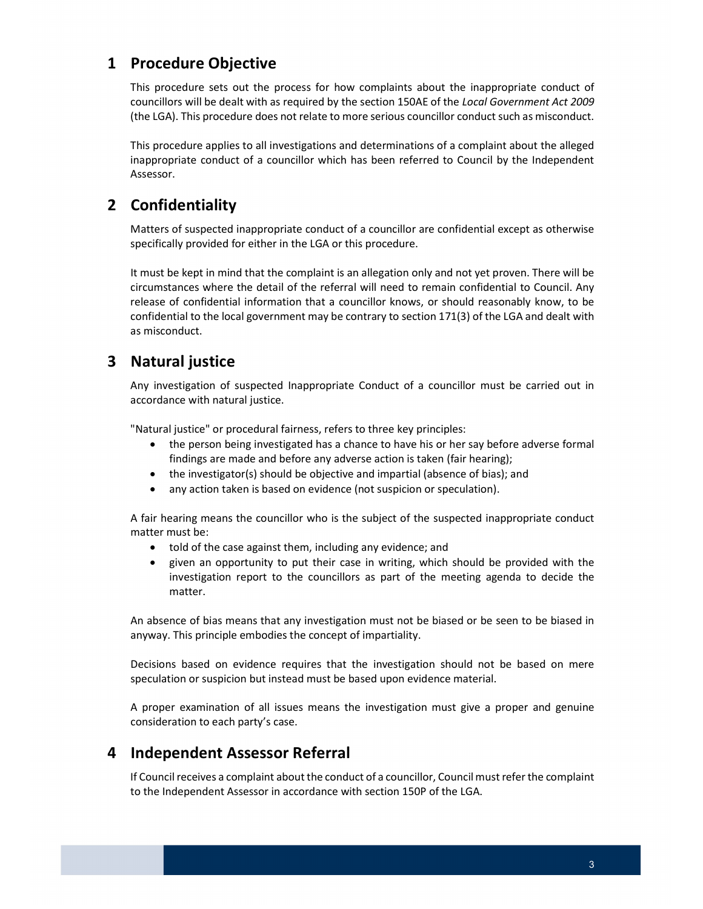## 1 Procedure Objective

This procedure sets out the process for how complaints about the inappropriate conduct of councillors will be dealt with as required by the section 150AE of the *Local Government Act 2009* (the LGA). This procedure does not relate to more serious councillor conduct such as misconduct.

This procedure applies to all investigations and determinations of a complaint about the alleged inappropriate conduct of a councillor which has been referred to Council by the Independent Assessor.

## 2 Confidentiality

Matters of suspected inappropriate conduct of a councillor are confidential except as otherwise specifically provided for either in the LGA or this procedure.

It must be kept in mind that the complaint is an allegation only and not yet proven. There will be circumstances where the detail of the referral will need to remain confidential to Council. Any release of confidential information that a councillor knows, or should reasonably know, to be confidential to the local government may be contrary to section 171(3) of the LGA and dealt with as misconduct.

## 3 Natural justice

Any investigation of suspected Inappropriate Conduct of a councillor must be carried out in accordance with natural justice.

"Natural justice" or procedural fairness, refers to three key principles:

- the person being investigated has a chance to have his or her say before adverse formal findings are made and before any adverse action is taken (fair hearing);
- the investigator(s) should be objective and impartial (absence of bias); and
- any action taken is based on evidence (not suspicion or speculation).

A fair hearing means the councillor who is the subject of the suspected inappropriate conduct matter must be:

- told of the case against them, including any evidence; and
- given an opportunity to put their case in writing, which should be provided with the investigation report to the councillors as part of the meeting agenda to decide the matter.

An absence of bias means that any investigation must not be biased or be seen to be biased in anyway. This principle embodies the concept of impartiality.

Decisions based on evidence requires that the investigation should not be based on mere speculation or suspicion but instead must be based upon evidence material.

A proper examination of all issues means the investigation must give a proper and genuine consideration to each party's case.

## 4 Independent Assessor Referral

If Council receives a complaint about the conduct of a councillor, Council must refer the complaint to the Independent Assessor in accordance with section 150P of the LGA.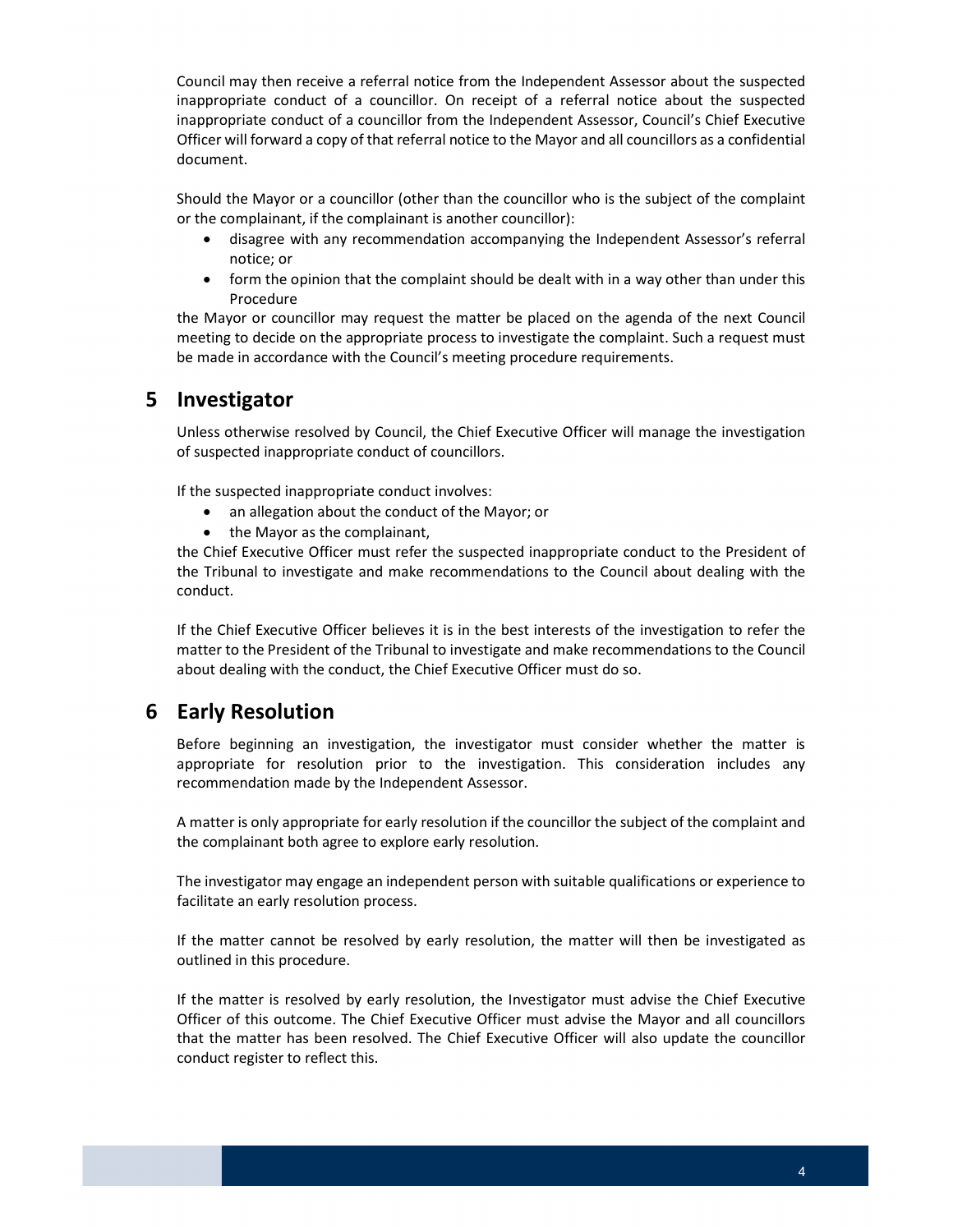Council may then receive a referral notice from the Independent Assessor about the suspected inappropriate conduct of a councillor. On receipt of a referral notice about the suspected inappropriate conduct of a councillor from the Independent Assessor, Council's Chief Executive Officer will forward a copy of that referral notice to the Mayor and all councillors as a confidential document.

Should the Mayor or a councillor (other than the councillor who is the subject of the complaint or the complainant, if the complainant is another councillor):

- disagree with any recommendation accompanying the Independent Assessor's referral notice; or
- form the opinion that the complaint should be dealt with in a way other than under this Procedure

the Mayor or councillor may request the matter be placed on the agenda of the next Council meeting to decide on the appropriate process to investigate the complaint. Such a request must be made in accordance with the Council's meeting procedure requirements.

## 5 Investigator

Unless otherwise resolved by Council, the Chief Executive Officer will manage the investigation of suspected inappropriate conduct of councillors.

If the suspected inappropriate conduct involves:

- an allegation about the conduct of the Mayor; or
- the Mayor as the complainant,

the Chief Executive Officer must refer the suspected inappropriate conduct to the President of the Tribunal to investigate and make recommendations to the Council about dealing with the conduct.

If the Chief Executive Officer believes it is in the best interests of the investigation to refer the matter to the President of the Tribunal to investigate and make recommendations to the Council about dealing with the conduct, the Chief Executive Officer must do so.

## 6 Early Resolution

Before beginning an investigation, the investigator must consider whether the matter is appropriate for resolution prior to the investigation. This consideration includes any recommendation made by the Independent Assessor.

A matter is only appropriate for early resolution if the councillor the subject of the complaint and the complainant both agree to explore early resolution.

The investigator may engage an independent person with suitable qualifications or experience to facilitate an early resolution process.

If the matter cannot be resolved by early resolution, the matter will then be investigated as outlined in this procedure.

If the matter is resolved by early resolution, the Investigator must advise the Chief Executive Officer of this outcome. The Chief Executive Officer must advise the Mayor and all councillors that the matter has been resolved. The Chief Executive Officer will also update the councillor conduct register to reflect this.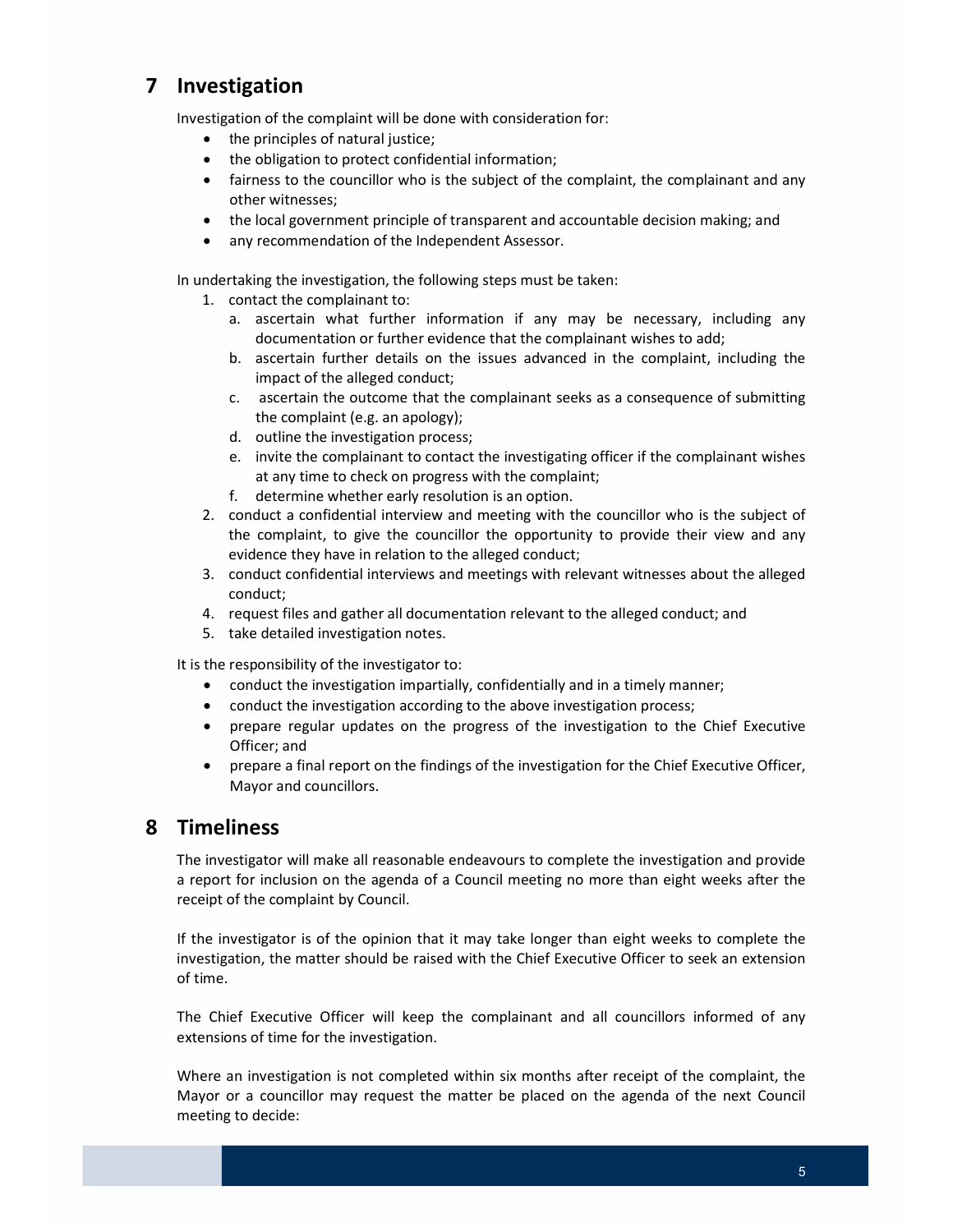## 7 Investigation

Investigation of the complaint will be done with consideration for:

- the principles of natural justice;
- the obligation to protect confidential information;
- fairness to the councillor who is the subject of the complaint, the complainant and any other witnesses;
- the local government principle of transparent and accountable decision making; and
- any recommendation of the Independent Assessor.

In undertaking the investigation, the following steps must be taken:

1. contact the complainant to:
   a. ascertain what further information if any may be necessary, including any documentation or further evidence that the complainant wishes to add;
   b. ascertain further details on the issues advanced in the complaint, including the impact of the alleged conduct;
   c. ascertain the outcome that the complainant seeks as a consequence of submitting the complaint (e.g. an apology);
   d. outline the investigation process;
   e. invite the complainant to contact the investigating officer if the complainant wishes at any time to check on progress with the complaint;
   f. determine whether early resolution is an option.
2. conduct a confidential interview and meeting with the councillor who is the subject of the complaint, to give the councillor the opportunity to provide their view and any evidence they have in relation to the alleged conduct;
3. conduct confidential interviews and meetings with relevant witnesses about the alleged conduct;
4. request files and gather all documentation relevant to the alleged conduct; and
5. take detailed investigation notes.

It is the responsibility of the investigator to:

- conduct the investigation impartially, confidentially and in a timely manner;
- conduct the investigation according to the above investigation process;
- prepare regular updates on the progress of the investigation to the Chief Executive Officer; and
- prepare a final report on the findings of the investigation for the Chief Executive Officer, Mayor and councillors.

## 8 Timeliness

The investigator will make all reasonable endeavours to complete the investigation and provide a report for inclusion on the agenda of a Council meeting no more than eight weeks after the receipt of the complaint by Council.

If the investigator is of the opinion that it may take longer than eight weeks to complete the investigation, the matter should be raised with the Chief Executive Officer to seek an extension of time.

The Chief Executive Officer will keep the complainant and all councillors informed of any extensions of time for the investigation.

Where an investigation is not completed within six months after receipt of the complaint, the Mayor or a councillor may request the matter be placed on the agenda of the next Council meeting to decide: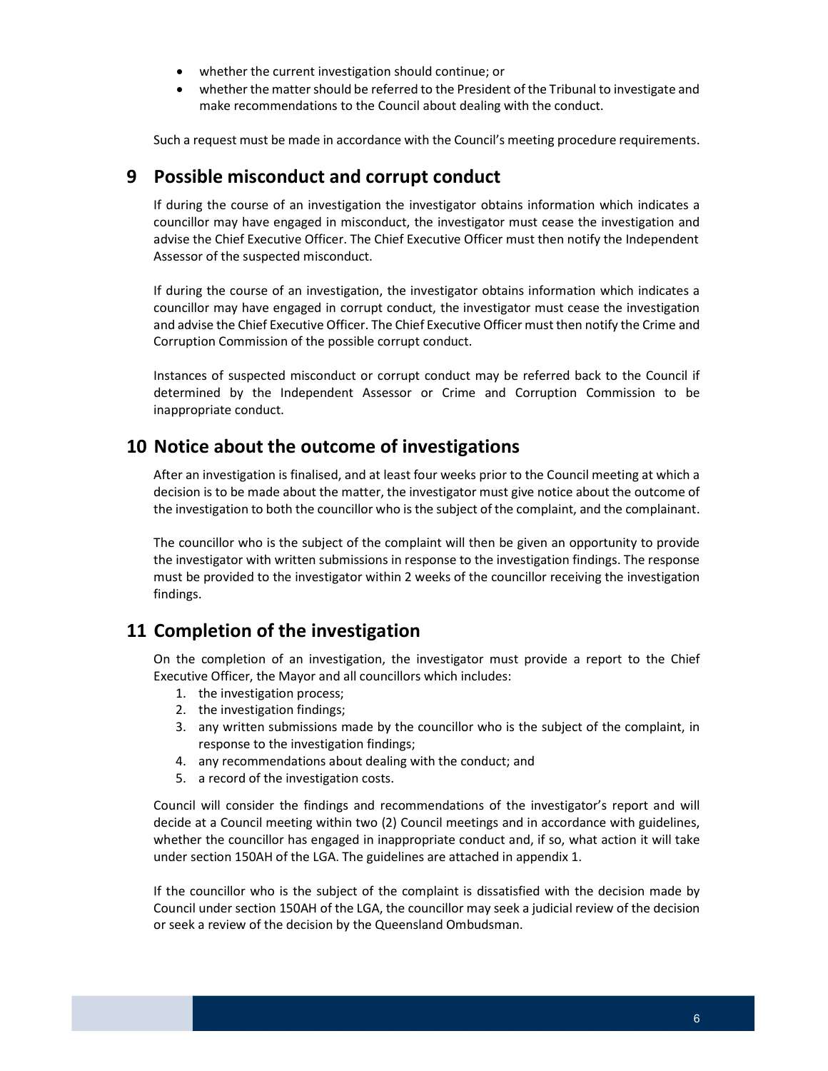- whether the current investigation should continue; or
- whether the matter should be referred to the President of the Tribunal to investigate and make recommendations to the Council about dealing with the conduct.

Such a request must be made in accordance with the Council's meeting procedure requirements.

## 9 Possible misconduct and corrupt conduct

If during the course of an investigation the investigator obtains information which indicates a councillor may have engaged in misconduct, the investigator must cease the investigation and advise the Chief Executive Officer. The Chief Executive Officer must then notify the Independent Assessor of the suspected misconduct.

If during the course of an investigation, the investigator obtains information which indicates a councillor may have engaged in corrupt conduct, the investigator must cease the investigation and advise the Chief Executive Officer. The Chief Executive Officer must then notify the Crime and Corruption Commission of the possible corrupt conduct.

Instances of suspected misconduct or corrupt conduct may be referred back to the Council if determined by the Independent Assessor or Crime and Corruption Commission to be inappropriate conduct.

## 10 Notice about the outcome of investigations

After an investigation is finalised, and at least four weeks prior to the Council meeting at which a decision is to be made about the matter, the investigator must give notice about the outcome of the investigation to both the councillor who is the subject of the complaint, and the complainant.

The councillor who is the subject of the complaint will then be given an opportunity to provide the investigator with written submissions in response to the investigation findings. The response must be provided to the investigator within 2 weeks of the councillor receiving the investigation findings.

## 11 Completion of the investigation

On the completion of an investigation, the investigator must provide a report to the Chief Executive Officer, the Mayor and all councillors which includes:

1. the investigation process;
2. the investigation findings;
3. any written submissions made by the councillor who is the subject of the complaint, in response to the investigation findings;
4. any recommendations about dealing with the conduct; and
5. a record of the investigation costs.

Council will consider the findings and recommendations of the investigator's report and will decide at a Council meeting within two (2) Council meetings and in accordance with guidelines, whether the councillor has engaged in inappropriate conduct and, if so, what action it will take under section 150AH of the LGA. The guidelines are attached in appendix 1.

If the councillor who is the subject of the complaint is dissatisfied with the decision made by Council under section 150AH of the LGA, the councillor may seek a judicial review of the decision or seek a review of the decision by the Queensland Ombudsman.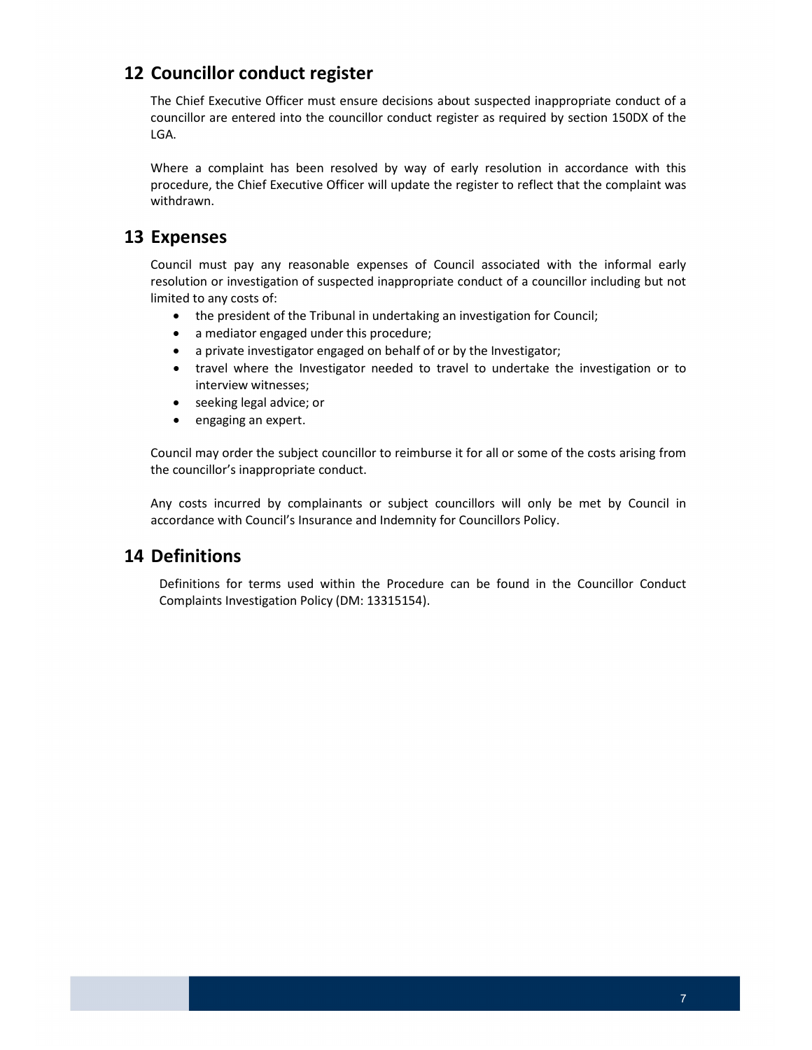## 12 Councillor conduct register

The Chief Executive Officer must ensure decisions about suspected inappropriate conduct of a councillor are entered into the councillor conduct register as required by section 150DX of the LGA.

Where a complaint has been resolved by way of early resolution in accordance with this procedure, the Chief Executive Officer will update the register to reflect that the complaint was withdrawn.

## 13 Expenses

Council must pay any reasonable expenses of Council associated with the informal early resolution or investigation of suspected inappropriate conduct of a councillor including but not limited to any costs of:

- the president of the Tribunal in undertaking an investigation for Council;
- a mediator engaged under this procedure;
- a private investigator engaged on behalf of or by the Investigator;
- travel where the Investigator needed to travel to undertake the investigation or to interview witnesses;
- seeking legal advice; or
- engaging an expert.

Council may order the subject councillor to reimburse it for all or some of the costs arising from the councillor's inappropriate conduct.

Any costs incurred by complainants or subject councillors will only be met by Council in accordance with Council's Insurance and Indemnity for Councillors Policy.

## 14 Definitions

Definitions for terms used within the Procedure can be found in the Councillor Conduct Complaints Investigation Policy (DM: 13315154).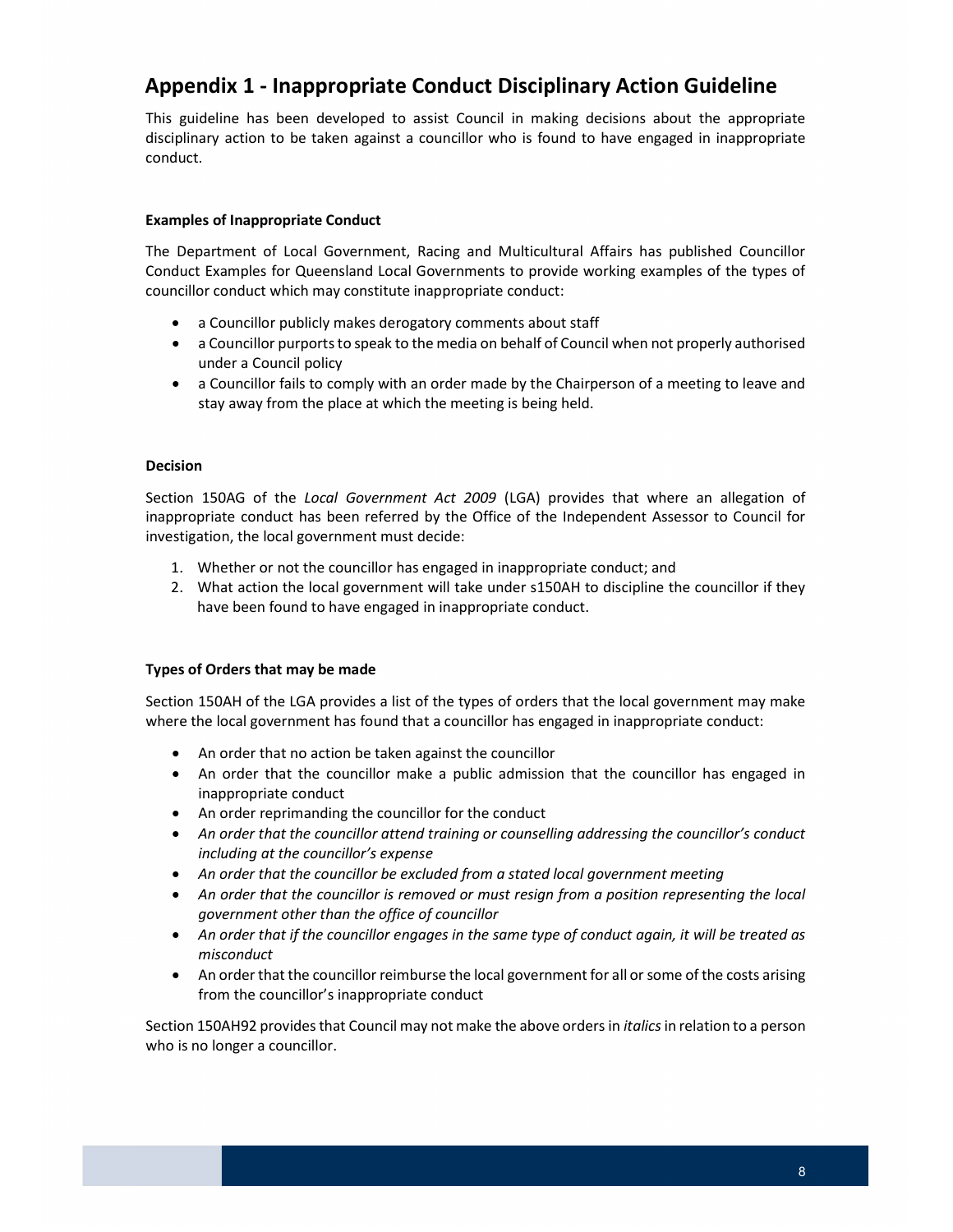## Appendix 1 - Inappropriate Conduct Disciplinary Action Guideline

This guideline has been developed to assist Council in making decisions about the appropriate disciplinary action to be taken against a councillor who is found to have engaged in inappropriate conduct.

**Examples of Inappropriate Conduct**

The Department of Local Government, Racing and Multicultural Affairs has published Councillor Conduct Examples for Queensland Local Governments to provide working examples of the types of councillor conduct which may constitute inappropriate conduct:

- a Councillor publicly makes derogatory comments about staff
- a Councillor purports to speak to the media on behalf of Council when not properly authorised under a Council policy
- a Councillor fails to comply with an order made by the Chairperson of a meeting to leave and stay away from the place at which the meeting is being held.

**Decision**

Section 150AG of the *Local Government Act 2009* (LGA) provides that where an allegation of inappropriate conduct has been referred by the Office of the Independent Assessor to Council for investigation, the local government must decide:

1. Whether or not the councillor has engaged in inappropriate conduct; and
2. What action the local government will take under s150AH to discipline the councillor if they have been found to have engaged in inappropriate conduct.

**Types of Orders that may be made**

Section 150AH of the LGA provides a list of the types of orders that the local government may make where the local government has found that a councillor has engaged in inappropriate conduct:

- An order that no action be taken against the councillor
- An order that the councillor make a public admission that the councillor has engaged in inappropriate conduct
- An order reprimanding the councillor for the conduct
- *An order that the councillor attend training or counselling addressing the councillor's conduct including at the councillor's expense*
- *An order that the councillor be excluded from a stated local government meeting*
- *An order that the councillor is removed or must resign from a position representing the local government other than the office of councillor*
- *An order that if the councillor engages in the same type of conduct again, it will be treated as misconduct*
- An order that the councillor reimburse the local government for all or some of the costs arising from the councillor's inappropriate conduct

Section 150AH92 provides that Council may not make the above orders in *italics* in relation to a person who is no longer a councillor.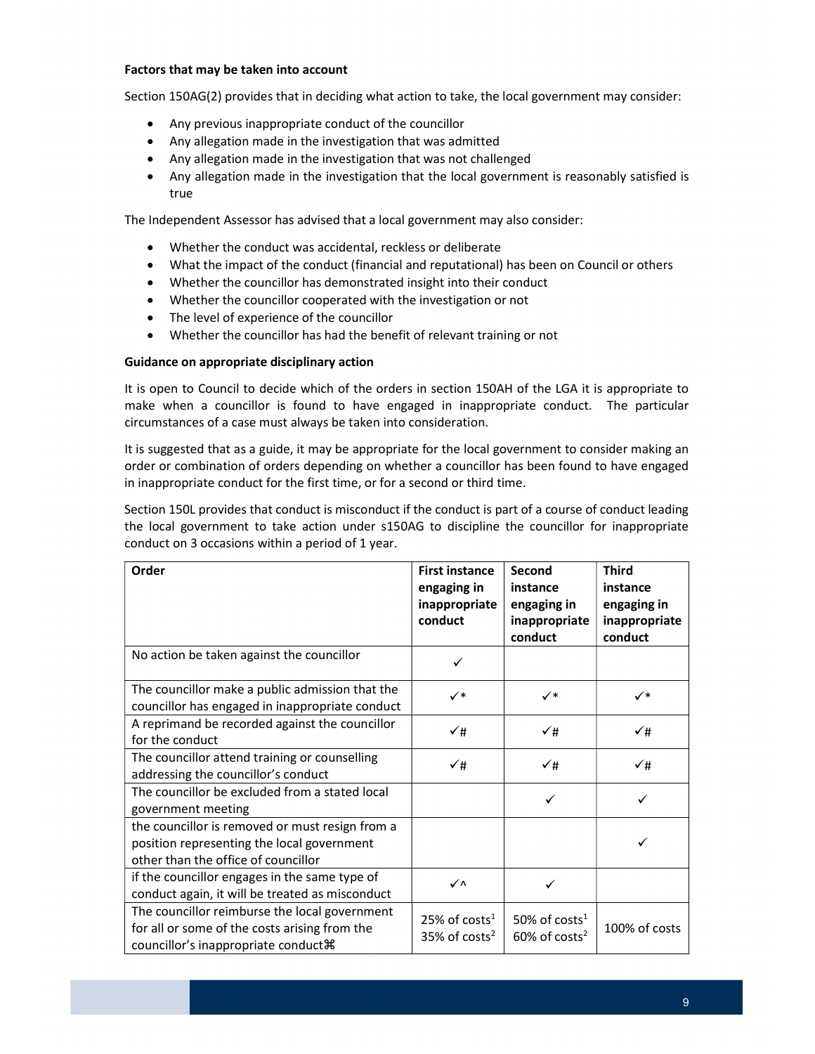**Factors that may be taken into account**

Section 150AG(2) provides that in deciding what action to take, the local government may consider:

- Any previous inappropriate conduct of the councillor
- Any allegation made in the investigation that was admitted
- Any allegation made in the investigation that was not challenged
- Any allegation made in the investigation that the local government is reasonably satisfied is true

The Independent Assessor has advised that a local government may also consider:

- Whether the conduct was accidental, reckless or deliberate
- What the impact of the conduct (financial and reputational) has been on Council or others
- Whether the councillor has demonstrated insight into their conduct
- Whether the councillor cooperated with the investigation or not
- The level of experience of the councillor
- Whether the councillor has had the benefit of relevant training or not

**Guidance on appropriate disciplinary action**

It is open to Council to decide which of the orders in section 150AH of the LGA it is appropriate to make when a councillor is found to have engaged in inappropriate conduct. The particular circumstances of a case must always be taken into consideration.

It is suggested that as a guide, it may be appropriate for the local government to consider making an order or combination of orders depending on whether a councillor has been found to have engaged in inappropriate conduct for the first time, or for a second or third time.

Section 150L provides that conduct is misconduct if the conduct is part of a course of conduct leading the local government to take action under s150AG to discipline the councillor for inappropriate conduct on 3 occasions within a period of 1 year.

| Order | First instance engaging in inappropriate conduct | Second instance engaging in inappropriate conduct | Third instance engaging in inappropriate conduct |
|---|---|---|---|
| No action be taken against the councillor | ✓ | | |
| The councillor make a public admission that the councillor has engaged in inappropriate conduct | ✓* | ✓* | ✓* |
| A reprimand be recorded against the councillor for the conduct | ✓# | ✓# | ✓# |
| The councillor attend training or counselling addressing the councillor's conduct | ✓# | ✓# | ✓# |
| The councillor be excluded from a stated local government meeting | | ✓ | ✓ |
| the councillor is removed or must resign from a position representing the local government other than the office of councillor | | | ✓ |
| if the councillor engages in the same type of conduct again, it will be treated as misconduct | ✓^ | ✓ | |
| The councillor reimburse the local government for all or some of the costs arising from the councillor's inappropriate conduct⌘ | 25% of costs[1] 35% of costs[2] | 50% of costs[1] 60% of costs[2] | 100% of costs |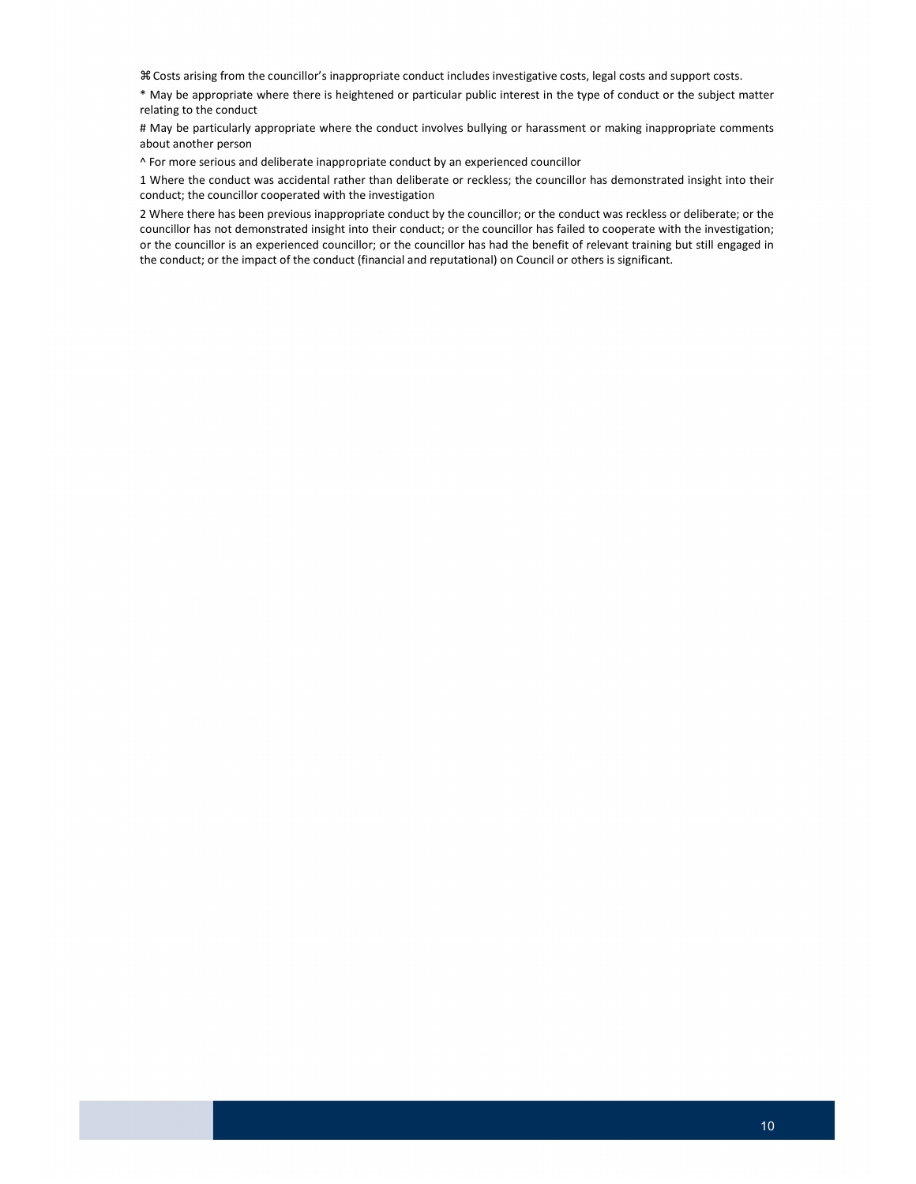⌘ Costs arising from the councillor's inappropriate conduct includes investigative costs, legal costs and support costs.

* May be appropriate where there is heightened or particular public interest in the type of conduct or the subject matter relating to the conduct

# May be particularly appropriate where the conduct involves bullying or harassment or making inappropriate comments about another person

^ For more serious and deliberate inappropriate conduct by an experienced councillor

1 Where the conduct was accidental rather than deliberate or reckless; the councillor has demonstrated insight into their conduct; the councillor cooperated with the investigation

2 Where there has been previous inappropriate conduct by the councillor; or the conduct was reckless or deliberate; or the councillor has not demonstrated insight into their conduct; or the councillor has failed to cooperate with the investigation; or the councillor is an experienced councillor; or the councillor has had the benefit of relevant training but still engaged in the conduct; or the impact of the conduct (financial and reputational) on Council or others is significant.